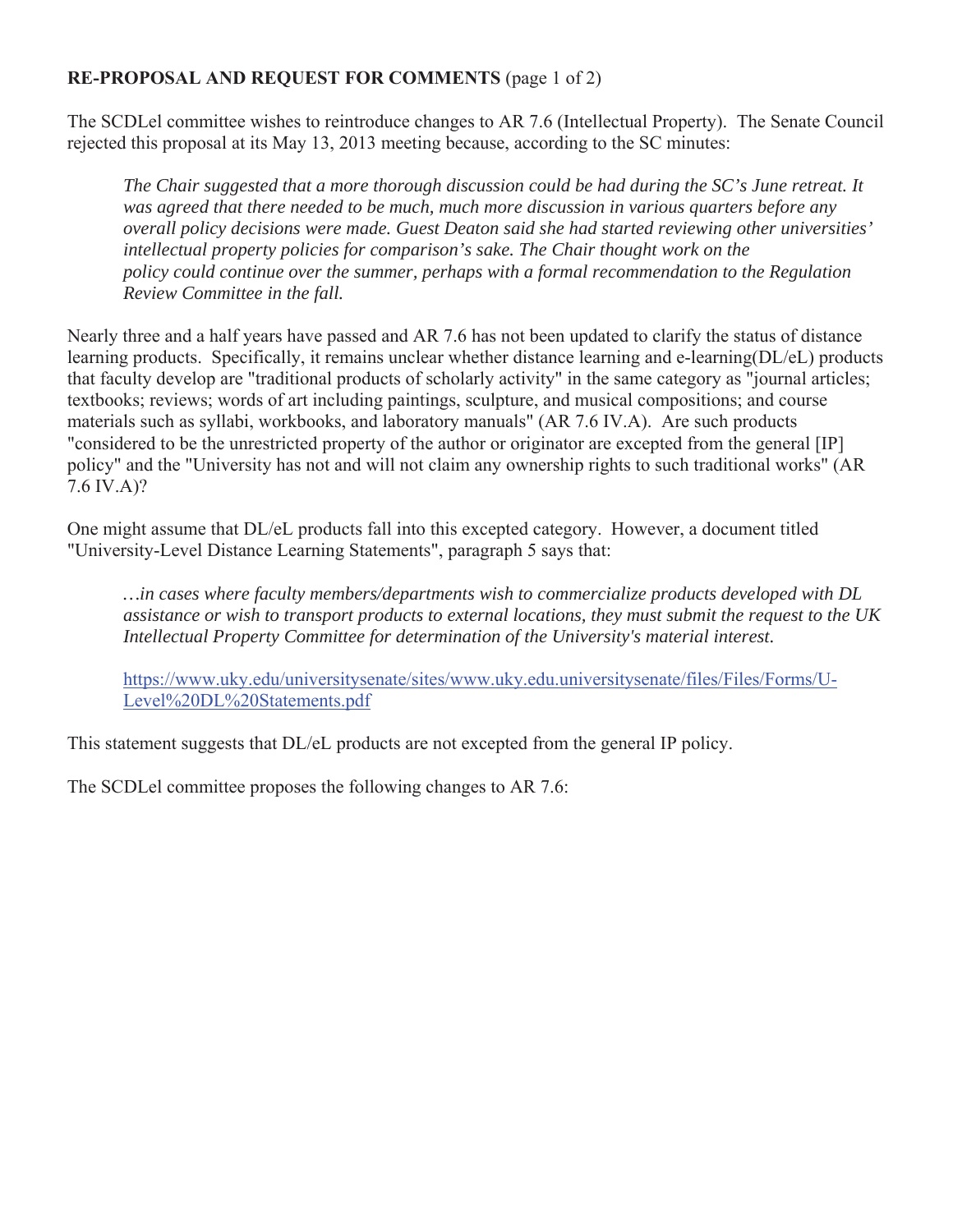**RE-PROPOSAL AND REQUEST FOR COMMENTS** (page 1 of 2)

The SCDLel committee wishes to reintroduce changes to AR 7.6 (Intellectual Property). The Senate Council rejected this proposal at its May 13, 2013 meeting because, according to the SC minutes:

> *The Chair suggested that a more thorough discussion could be had during the SC's June retreat. It was agreed that there needed to be much, much more discussion in various quarters before any overall policy decisions were made. Guest Deaton said she had started reviewing other universities' intellectual property policies for comparison's sake. The Chair thought work on the policy could continue over the summer, perhaps with a formal recommendation to the Regulation Review Committee in the fall.*

Nearly three and a half years have passed and AR 7.6 has not been updated to clarify the status of distance learning products. Specifically, it remains unclear whether distance learning and e-learning(DL/eL) products that faculty develop are "traditional products of scholarly activity" in the same category as "journal articles; textbooks; reviews; words of art including paintings, sculpture, and musical compositions; and course materials such as syllabi, workbooks, and laboratory manuals" (AR 7.6 IV.A). Are such products "considered to be the unrestricted property of the author or originator are excepted from the general [IP] policy" and the "University has not and will not claim any ownership rights to such traditional works" (AR 7.6 IV.A)?

One might assume that DL/eL products fall into this excepted category. However, a document titled "University-Level Distance Learning Statements", paragraph 5 says that:

> *…in cases where faculty members/departments wish to commercialize products developed with DL assistance or wish to transport products to external locations, they must submit the request to the UK Intellectual Property Committee for determination of the University's material interest.*
>
> https://www.uky.edu/universitysenate/sites/www.uky.edu.universitysenate/files/Files/Forms/U-Level%20DL%20Statements.pdf

This statement suggests that DL/eL products are not excepted from the general IP policy.

The SCDLel committee proposes the following changes to AR 7.6: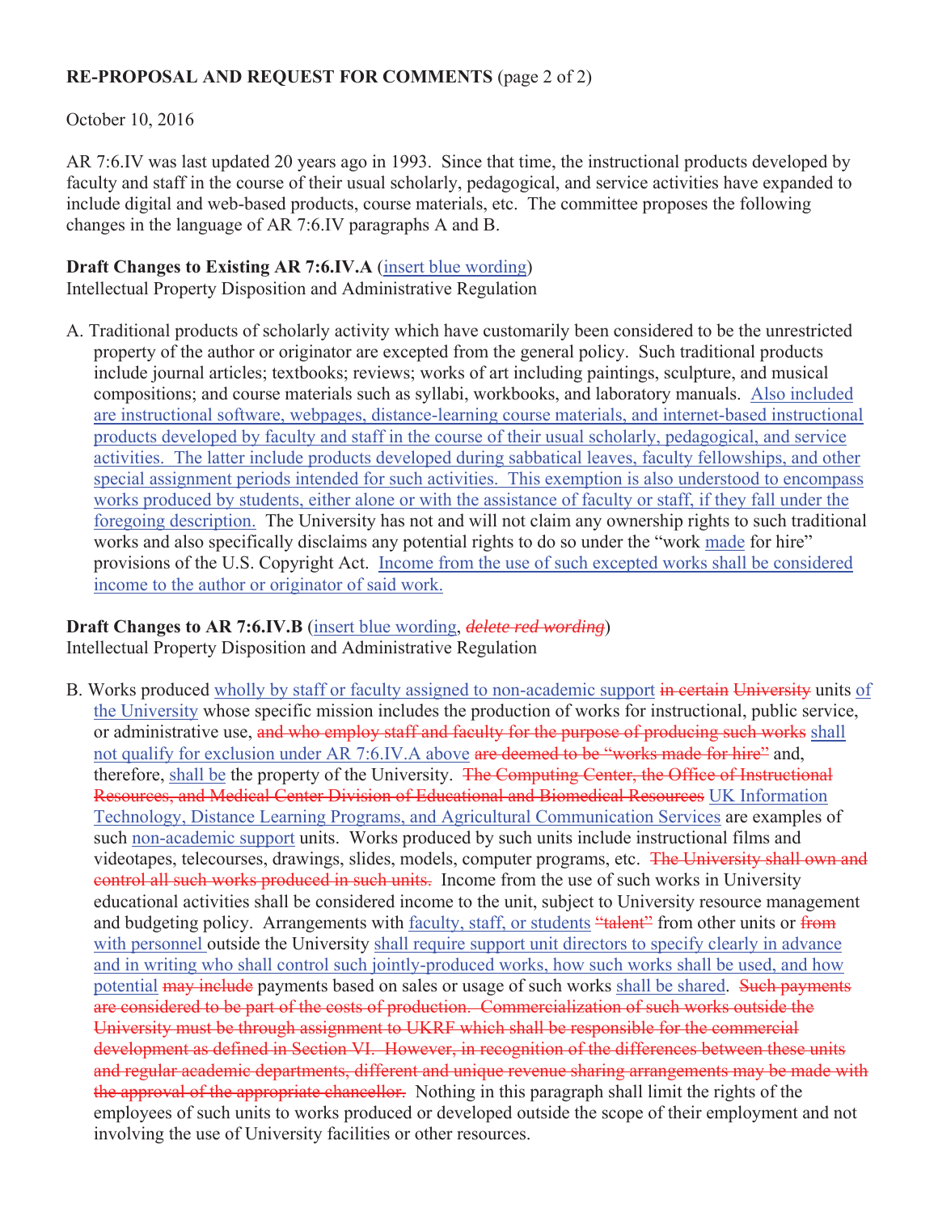**RE-PROPOSAL AND REQUEST FOR COMMENTS** (page 2 of 2)

October 10, 2016

AR 7:6.IV was last updated 20 years ago in 1993. Since that time, the instructional products developed by faculty and staff in the course of their usual scholarly, pedagogical, and service activities have expanded to include digital and web-based products, course materials, etc. The committee proposes the following changes in the language of AR 7:6.IV paragraphs A and B.

**Draft Changes to Existing AR 7:6.IV.A** (<u>insert blue wording</u>)
Intellectual Property Disposition and Administrative Regulation

A. Traditional products of scholarly activity which have customarily been considered to be the unrestricted property of the author or originator are excepted from the general policy. Such traditional products include journal articles; textbooks; reviews; works of art including paintings, sculpture, and musical compositions; and course materials such as syllabi, workbooks, and laboratory manuals. <u>Also included are instructional software, webpages, distance-learning course materials, and internet-based instructional products developed by faculty and staff in the course of their usual scholarly, pedagogical, and service activities. The latter include products developed during sabbatical leaves, faculty fellowships, and other special assignment periods intended for such activities. This exemption is also understood to encompass works produced by students, either alone or with the assistance of faculty or staff, if they fall under the foregoing description.</u> The University has not and will not claim any ownership rights to such traditional works and also specifically disclaims any potential rights to do so under the "work <u>made</u> for hire" provisions of the U.S. Copyright Act. <u>Income from the use of such excepted works shall be considered income to the author or originator of said work.</u>

**Draft Changes to AR 7:6.IV.B** (<u>insert blue wording</u>, ~~*delete red wording*~~)
Intellectual Property Disposition and Administrative Regulation

B. Works produced <u>wholly by staff or faculty assigned to non-academic support</u> ~~in certain~~ ~~University~~ units <u>of the University</u> whose specific mission includes the production of works for instructional, public service, or administrative use, ~~and who employ staff and faculty for the purpose of producing such works~~ <u>shall not qualify for exclusion under AR 7:6.IV.A above</u> ~~are deemed to be "works made for hire"~~ and, therefore, <u>shall be</u> the property of the University. ~~The Computing Center, the Office of Instructional Resources, and Medical Center Division of Educational and Biomedical Resources~~ <u>UK Information Technology, Distance Learning Programs, and Agricultural Communication Services</u> are examples of such <u>non-academic support</u> units. Works produced by such units include instructional films and videotapes, telecourses, drawings, slides, models, computer programs, etc. ~~The University shall own and control all such works produced in such units.~~ Income from the use of such works in University educational activities shall be considered income to the unit, subject to University resource management and budgeting policy. Arrangements with <u>faculty, staff, or students</u> ~~"talent"~~ from other units or ~~from~~ <u>with personnel</u> outside the University <u>shall require support unit directors to specify clearly in advance and in writing who shall control such jointly-produced works, how such works shall be used, and how potential</u> ~~may include~~ payments based on sales or usage of such works <u>shall be shared</u>. ~~Such payments are considered to be part of the costs of production. Commercialization of such works outside the University must be through assignment to UKRF which shall be responsible for the commercial development as defined in Section VI. However, in recognition of the differences between these units and regular academic departments, different and unique revenue sharing arrangements may be made with the approval of the appropriate chancellor.~~ Nothing in this paragraph shall limit the rights of the employees of such units to works produced or developed outside the scope of their employment and not involving the use of University facilities or other resources.